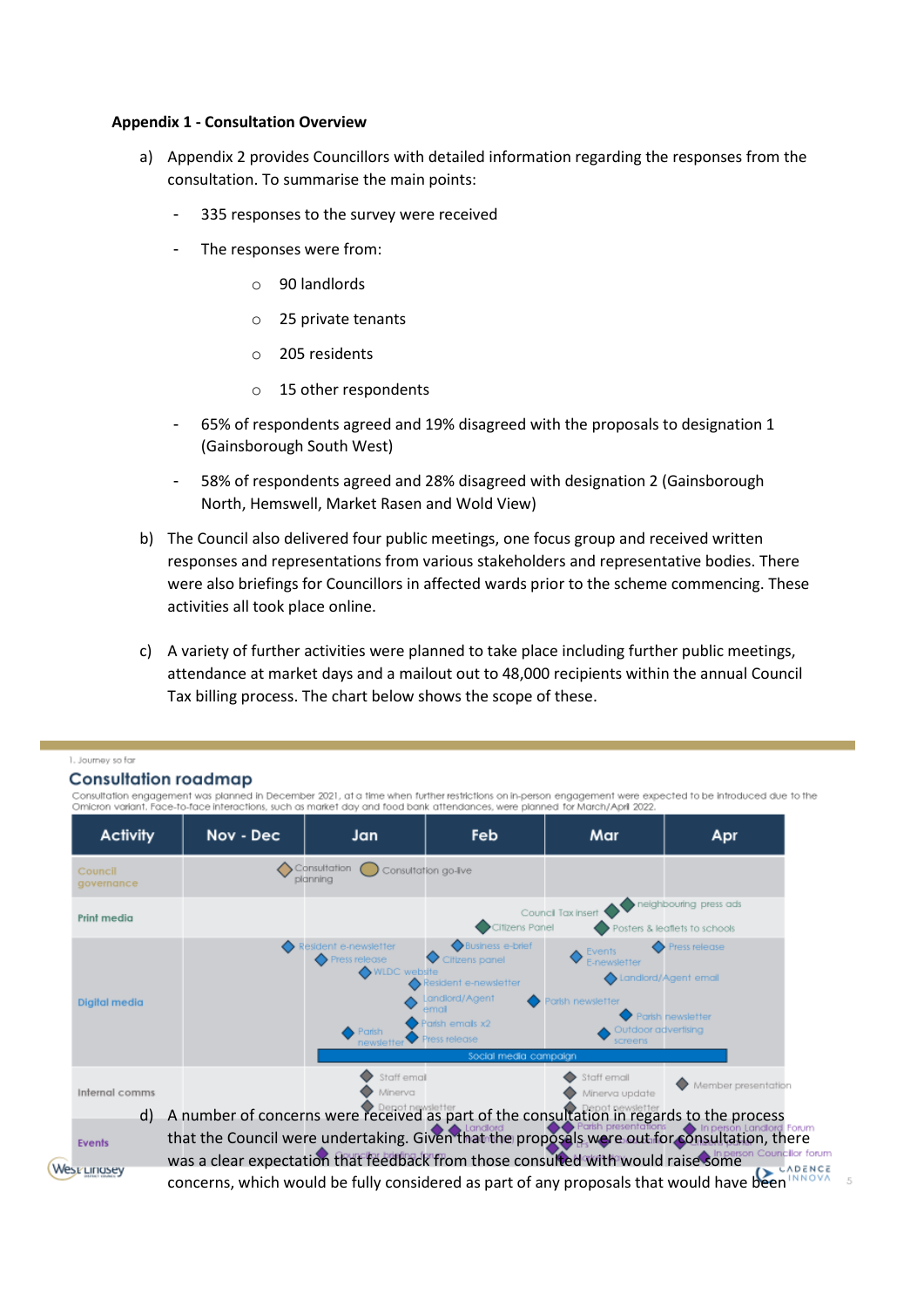**Appendix 1 - Consultation Overview**

a) Appendix 2 provides Councillors with detailed information regarding the responses from the consultation. To summarise the main points:

- 335 responses to the survey were received
- The responses were from:
  - 90 landlords
  - 25 private tenants
  - 205 residents
  - 15 other respondents
- 65% of respondents agreed and 19% disagreed with the proposals to designation 1 (Gainsborough South West)
- 58% of respondents agreed and 28% disagreed with designation 2 (Gainsborough North, Hemswell, Market Rasen and Wold View)

b) The Council also delivered four public meetings, one focus group and received written responses and representations from various stakeholders and representative bodies. There were also briefings for Councillors in affected wards prior to the scheme commencing. These activities all took place online.

c) A variety of further activities were planned to take place including further public meetings, attendance at market days and a mailout out to 48,000 recipients within the annual Council Tax billing process. The chart below shows the scope of these.

1. Journey so far

**Consultation roadmap**

Consultation engagement was planned in December 2021, at a time when further restrictions on in-person engagement were expected to be introduced due to the Omicron variant. Face-to-face interactions, such as market day and food bank attendances, were planned for March/April 2022.

| Activity | Nov - Dec | Jan | Feb | Mar | Apr |
|---|---|---|---|---|---|
| Council governance | Consultation planning | Consultation go-live | | | |
| Print media | | | Citizens Panel | Council Tax insert; Posters & leaflets to schools | neighbouring press ads |
| Digital media | Resident e-newsletter | Press release; WLDC website; Parish newsletter; Resident e-newsletter; Landlord/Agent email; Parish emails x2; Press release | Business e-brief; Citizens panel; Parish newsletter | Events E-newsletter; Landlord/Agent email; Parish newsletter; Outdoor advertising screens | Press release |
| | | Social media campaign | | | |
| Internal comms | | Staff email; Minerva; Depot newsletter | | Staff email; Minerva update; Depot newsletter | Member presentation |
| Events | Councillor briefing | Landlord | | Parish presentations | In person Landlord Forum; In person Councillor forum |

d) A number of concerns were received as part of the consultation in regards to the process that the Council were undertaking. Given that the proposals were out for consultation, there was a clear expectation that feedback from those consulted with would raise some concerns, which would be fully considered as part of any proposals that would have been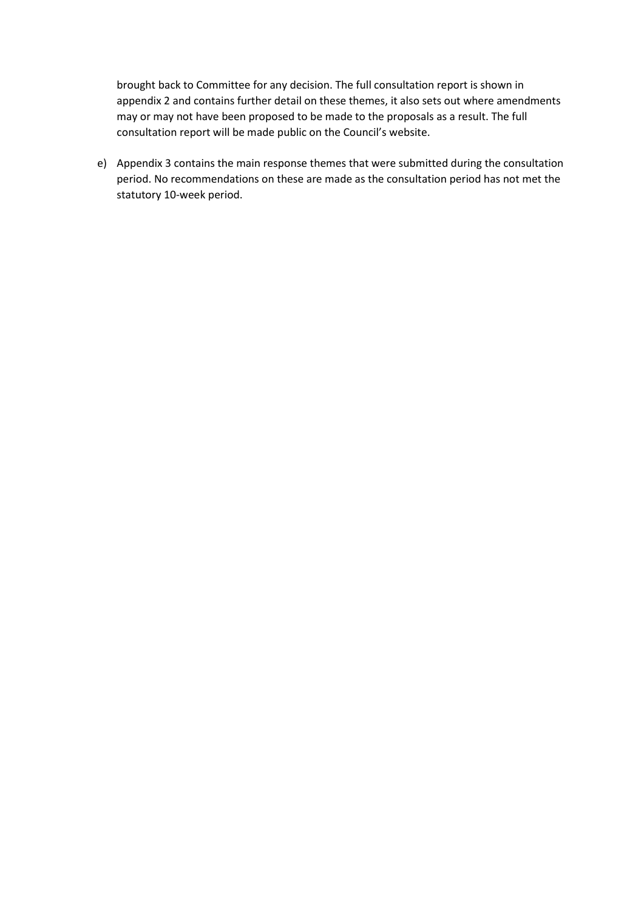brought back to Committee for any decision. The full consultation report is shown in appendix 2 and contains further detail on these themes, it also sets out where amendments may or may not have been proposed to be made to the proposals as a result. The full consultation report will be made public on the Council's website.

e) Appendix 3 contains the main response themes that were submitted during the consultation period. No recommendations on these are made as the consultation period has not met the statutory 10-week period.